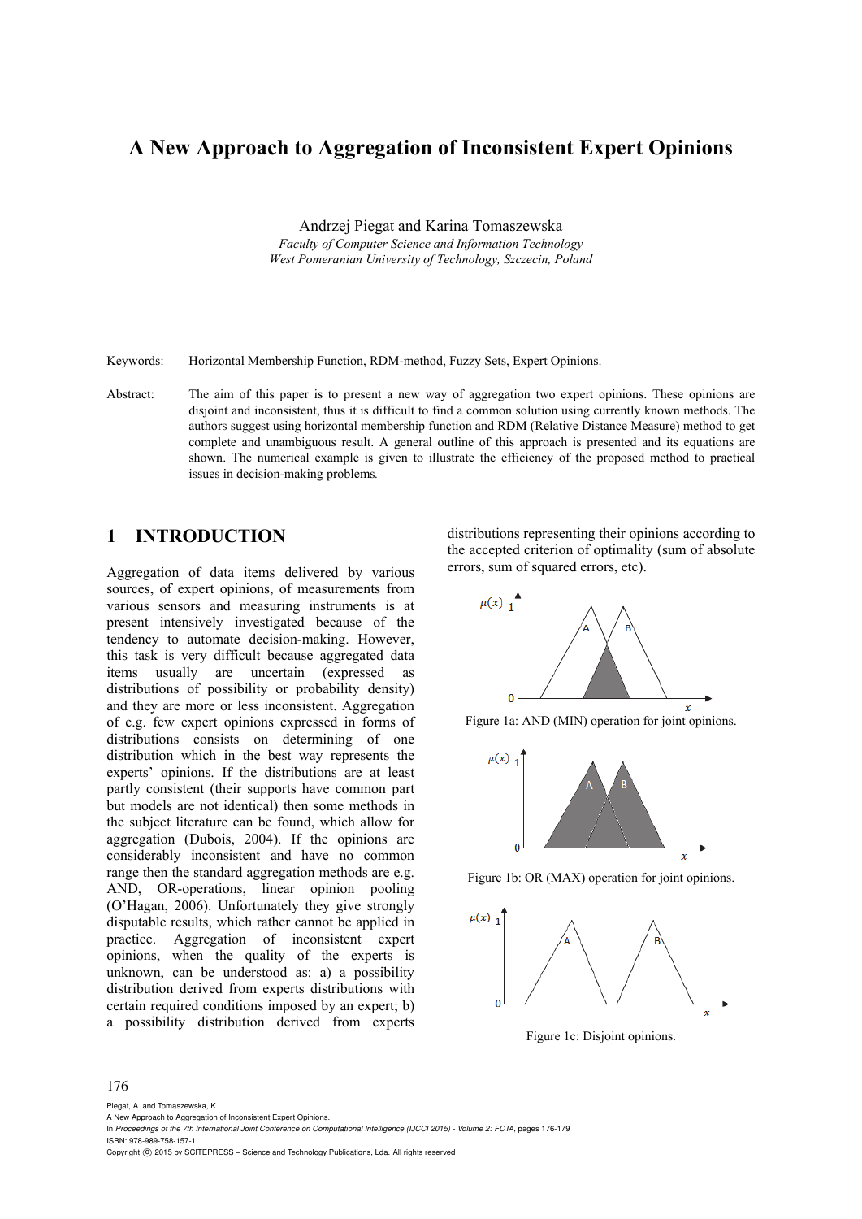# A New Approach to Aggregation of Inconsistent Expert Opinions

Andrzej Piegat and Karina Tomaszewska

*Faculty of Computer Science and Information Technology*
*West Pomeranian University of Technology, Szczecin, Poland*

Keywords: Horizontal Membership Function, RDM-method, Fuzzy Sets, Expert Opinions.

Abstract: The aim of this paper is to present a new way of aggregation two expert opinions. These opinions are disjoint and inconsistent, thus it is difficult to find a common solution using currently known methods. The authors suggest using horizontal membership function and RDM (Relative Distance Measure) method to get complete and unambiguous result. A general outline of this approach is presented and its equations are shown. The numerical example is given to illustrate the efficiency of the proposed method to practical issues in decision-making problems.

## 1 INTRODUCTION

Aggregation of data items delivered by various sources, of expert opinions, of measurements from various sensors and measuring instruments is at present intensively investigated because of the tendency to automate decision-making. However, this task is very difficult because aggregated data items usually are uncertain (expressed as distributions of possibility or probability density) and they are more or less inconsistent. Aggregation of e.g. few expert opinions expressed in forms of distributions consists on determining of one distribution which in the best way represents the experts' opinions. If the distributions are at least partly consistent (their supports have common part but models are not identical) then some methods in the subject literature can be found, which allow for aggregation (Dubois, 2004). If the opinions are considerably inconsistent and have no common range then the standard aggregation methods are e.g. AND, OR-operations, linear opinion pooling (O'Hagan, 2006). Unfortunately they give strongly disputable results, which rather cannot be applied in practice. Aggregation of inconsistent expert opinions, when the quality of the experts is unknown, can be understood as: a) a possibility distribution derived from experts distributions with certain required conditions imposed by an expert; b) a possibility distribution derived from experts distributions representing their opinions according to the accepted criterion of optimality (sum of absolute errors, sum of squared errors, etc).

Figure 1a: AND (MIN) operation for joint opinions.

Figure 1b: OR (MAX) operation for joint opinions.

Figure 1c: Disjoint opinions.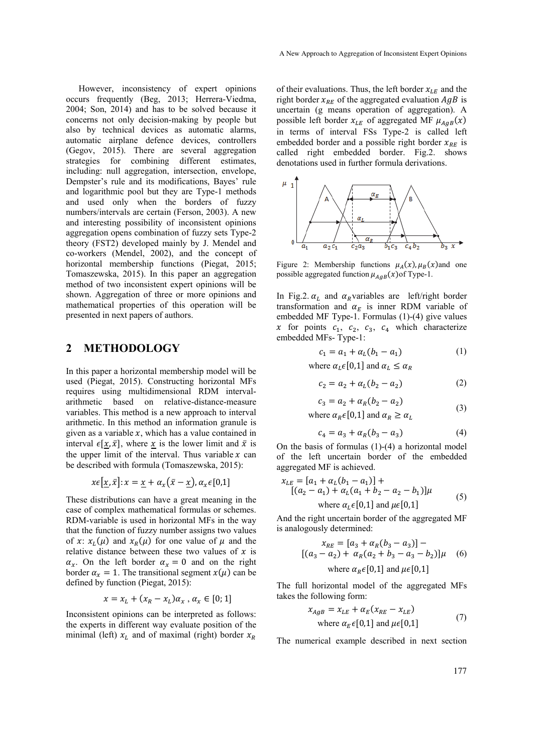However, inconsistency of expert opinions occurs frequently (Beg, 2013; Herrera-Viedma, 2004; Son, 2014) and has to be solved because it concerns not only decision-making by people but also by technical devices as automatic alarms, automatic airplane defence devices, controllers (Gegov, 2015). There are several aggregation strategies for combining different estimates, including: null aggregation, intersection, envelope, Dempster's rule and its modifications, Bayes' rule and logarithmic pool but they are Type-1 methods and used only when the borders of fuzzy numbers/intervals are certain (Ferson, 2003). A new and interesting possibility of inconsistent opinions aggregation opens combination of fuzzy sets Type-2 theory (FST2) developed mainly by J. Mendel and co-workers (Mendel, 2002), and the concept of horizontal membership functions (Piegat, 2015; Tomaszewska, 2015). In this paper an aggregation method of two inconsistent expert opinions will be shown. Aggregation of three or more opinions and mathematical properties of this operation will be presented in next papers of authors.

## 2 METHODOLOGY

In this paper a horizontal membership model will be used (Piegat, 2015). Constructing horizontal MFs requires using multidimensional RDM interval-arithmetic based on relative-distance-measure variables. This method is a new approach to interval arithmetic. In this method an information granule is given as a variable $x$, which has a value contained in interval $\epsilon[\underline{x},\bar{x}]$, where $\underline{x}$ is the lower limit and $\bar{x}$ is the upper limit of the interval. Thus variable $x$ can be described with formula (Tomaszewska, 2015):

$$x\epsilon\left[\underline{x},\bar{x}\right]: x=\underline{x}+\alpha_x\left(\bar{x}-\underline{x}\right), \alpha_x\epsilon[0,1]$$

These distributions can have a great meaning in the case of complex mathematical formulas or schemes. RDM-variable is used in horizontal MFs in the way that the function of fuzzy number assigns two values of $x$: $x_L(\mu)$ and $x_R(\mu)$ for one value of $\mu$ and the relative distance between these two values of $x$ is $\alpha_x$. On the left border $\alpha_x=0$ and on the right border $\alpha_x=1$. The transitional segment $x(\mu)$ can be defined by function (Piegat, 2015):

$$x=x_L+(x_R-x_L)\alpha_x\,,\ \alpha_x\in[0;1]$$

Inconsistent opinions can be interpreted as follows: the experts in different way evaluate position of the minimal (left) $x_L$ and of maximal (right) border $x_R$ of their evaluations. Thus, the left border $x_{LE}$ and the right border $x_{RE}$ of the aggregated evaluation $AgB$ is uncertain (g means operation of aggregation). A possible left border $x_{LE}$ of aggregated MF $\mu_{AgB}(x)$ in terms of interval FSs Type-2 is called left embedded border and a possible right border $x_{RE}$ is called right embedded border. Fig.2. shows denotations used in further formula derivations.

Figure 2: Membership functions $\mu_A(x),\mu_B(x)$ and one possible aggregated function $\mu_{AgB}(x)$ of Type-1.

In Fig.2. $\alpha_L$ and $\alpha_R$ variables are left/right border transformation and $\alpha_E$ is inner RDM variable of embedded MF Type-1. Formulas (1)-(4) give values $x$ for points $c_1$, $c_2$, $c_3$, $c_4$ which characterize embedded MFs- Type-1:

$$c_1=a_1+\alpha_L(b_1-a_1) \tag{1}$$

where $\alpha_L\epsilon[0,1]$ and $\alpha_L\leq\alpha_R$

$$c_2=a_2+\alpha_L(b_2-a_2) \tag{2}$$

$$c_3=a_2+\alpha_R(b_2-a_2) \tag{3}$$

where $\alpha_R\epsilon[0,1]$ and $\alpha_R\geq\alpha_L$

$$c_4=a_3+\alpha_R(b_3-a_3) \tag{4}$$

On the basis of formulas (1)-(4) a horizontal model of the left uncertain border of the embedded aggregated MF is achieved.

$$x_{LE}=[a_1+\alpha_L(b_1-a_1)]+[(a_2-a_1)+\alpha_L(a_1+b_2-a_2-b_1)]\mu \tag{5}$$

where $\alpha_L\epsilon[0,1]$ and $\mu\epsilon[0,1]$

And the right uncertain border of the aggregated MF is analogously determined:

$$x_{RE}=[a_3+\alpha_R(b_3-a_3)]-[(a_3-a_2)+\alpha_R(a_2+b_3-a_3-b_2)]\mu \tag{6}$$

where $\alpha_R\epsilon[0,1]$ and $\mu\epsilon[0,1]$

The full horizontal model of the aggregated MFs takes the following form:

$$x_{AgB}=x_{LE}+\alpha_E(x_{RE}-x_{LE}) \tag{7}$$

where $\alpha_E\epsilon[0,1]$ and $\mu\epsilon[0,1]$

The numerical example described in next section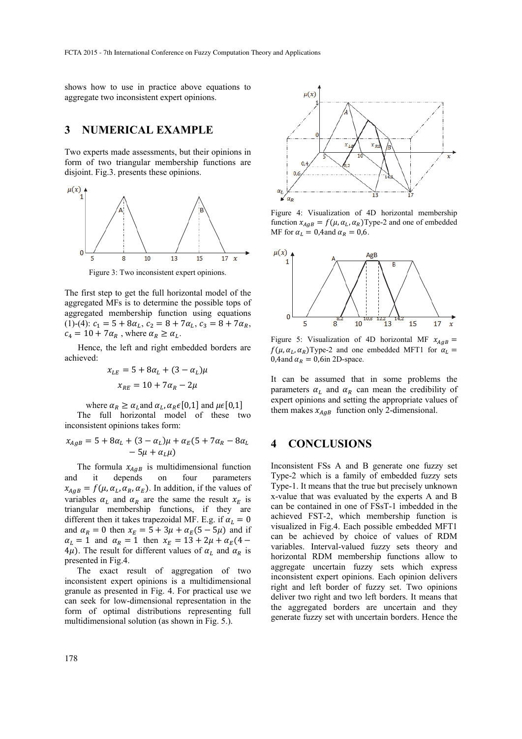shows how to use in practice above equations to aggregate two inconsistent expert opinions.

## 3 NUMERICAL EXAMPLE

Two experts made assessments, but their opinions in form of two triangular membership functions are disjoint. Fig.3. presents these opinions.

Figure 3: Two inconsistent expert opinions.

The first step to get the full horizontal model of the aggregated MFs is to determine the possible tops of aggregated membership function using equations (1)-(4): $c_1 = 5 + 8\alpha_L$, $c_2 = 8 + 7\alpha_L$, $c_3 = 8 + 7\alpha_R$, $c_4 = 10 + 7\alpha_R$ , where $\alpha_R \geq \alpha_L$.

Hence, the left and right embedded borders are achieved:

$$x_{LE} = 5 + 8\alpha_L + (3 - \alpha_L)\mu$$

$$x_{RE} = 10 + 7\alpha_R - 2\mu$$

where $\alpha_R \geq \alpha_L$ and $\alpha_L, \alpha_R \epsilon [0,1]$ and $\mu \epsilon [0,1]$

The full horizontal model of these two inconsistent opinions takes form:

$$x_{AgB} = 5 + 8\alpha_L + (3 - \alpha_L)\mu + \alpha_E(5 + 7\alpha_R - 8\alpha_L - 5\mu + \alpha_L\mu)$$

The formula $x_{AgB}$ is multidimensional function and it depends on four parameters $x_{AgB} = f(\mu, \alpha_L, \alpha_R, \alpha_E)$. In addition, if the values of variables $\alpha_L$ and $\alpha_R$ are the same the result $x_E$ is triangular membership functions, if they are different then it takes trapezoidal MF. E.g. if $\alpha_L = 0$ and $\alpha_R = 0$ then $x_E = 5 + 3\mu + \alpha_E(5 - 5\mu)$ and if $\alpha_L = 1$ and $\alpha_R = 1$ then $x_E = 13 + 2\mu + \alpha_E(4 - 4\mu)$. The result for different values of $\alpha_L$ and $\alpha_R$ is presented in Fig.4.

The exact result of aggregation of two inconsistent expert opinions is a multidimensional granule as presented in Fig. 4. For practical use we can seek for low-dimensional representation in the form of optimal distributions representing full multidimensional solution (as shown in Fig. 5.).

Figure 4: Visualization of 4D horizontal membership function $x_{AgB} = f(\mu, \alpha_L, \alpha_R)$Type-2 and one of embedded MF for $\alpha_L = 0{,}4$and $\alpha_R = 0{,}6$.

Figure 5: Visualization of 4D horizontal MF $x_{AgB} = f(\mu, \alpha_L, \alpha_R)$Type-2 and one embedded MFT1 for $\alpha_L = 0{,}4$and $\alpha_R = 0{,}6$in 2D-space.

It can be assumed that in some problems the parameters $\alpha_L$ and $\alpha_R$ can mean the credibility of expert opinions and setting the appropriate values of them makes $x_{AgB}$ function only 2-dimensional.

## 4 CONCLUSIONS

Inconsistent FSs A and B generate one fuzzy set Type-2 which is a family of embedded fuzzy sets Type-1. It means that the true but precisely unknown x-value that was evaluated by the experts A and B can be contained in one of FSsT-1 imbedded in the achieved FST-2, which membership function is visualized in Fig.4. Each possible embedded MFT1 can be achieved by choice of values of RDM variables. Interval-valued fuzzy sets theory and horizontal RDM membership functions allow to aggregate uncertain fuzzy sets which express inconsistent expert opinions. Each opinion delivers right and left border of fuzzy set. Two opinions deliver two right and two left borders. It means that the aggregated borders are uncertain and they generate fuzzy set with uncertain borders. Hence the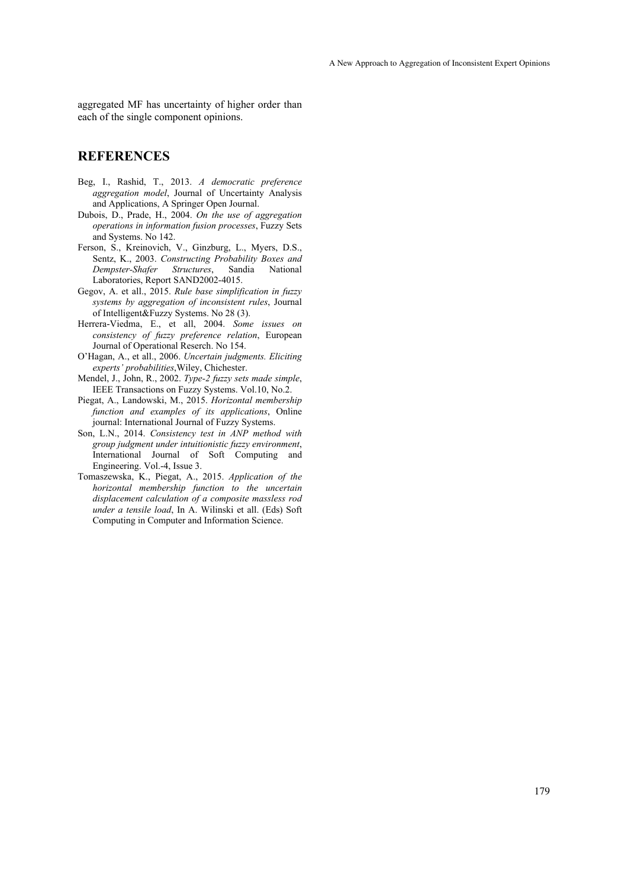aggregated MF has uncertainty of higher order than each of the single component opinions.

## REFERENCES

Beg, I., Rashid, T., 2013. *A democratic preference aggregation model*, Journal of Uncertainty Analysis and Applications, A Springer Open Journal.

Dubois, D., Prade, H., 2004. *On the use of aggregation operations in information fusion processes*, Fuzzy Sets and Systems. No 142.

Ferson, S., Kreinovich, V., Ginzburg, L., Myers, D.S., Sentz, K., 2003. *Constructing Probability Boxes and Dempster-Shafer Structures*, Sandia National Laboratories, Report SAND2002-4015.

Gegov, A. et all., 2015. *Rule base simplification in fuzzy systems by aggregation of inconsistent rules*, Journal of Intelligent&Fuzzy Systems. No 28 (3).

Herrera-Viedma, E., et all, 2004. *Some issues on consistency of fuzzy preference relation*, European Journal of Operational Reserch. No 154.

O'Hagan, A., et all., 2006. *Uncertain judgments. Eliciting experts' probabilities*,Wiley, Chichester.

Mendel, J., John, R., 2002. *Type-2 fuzzy sets made simple*, IEEE Transactions on Fuzzy Systems. Vol.10, No.2.

Piegat, A., Landowski, M., 2015. *Horizontal membership function and examples of its applications*, Online journal: International Journal of Fuzzy Systems.

Son, L.N., 2014. *Consistency test in ANP method with group judgment under intuitionistic fuzzy environment*, International Journal of Soft Computing and Engineering. Vol.-4, Issue 3.

Tomaszewska, K., Piegat, A., 2015. *Application of the horizontal membership function to the uncertain displacement calculation of a composite massless rod under a tensile load*, In A. Wilinski et all. (Eds) Soft Computing in Computer and Information Science.